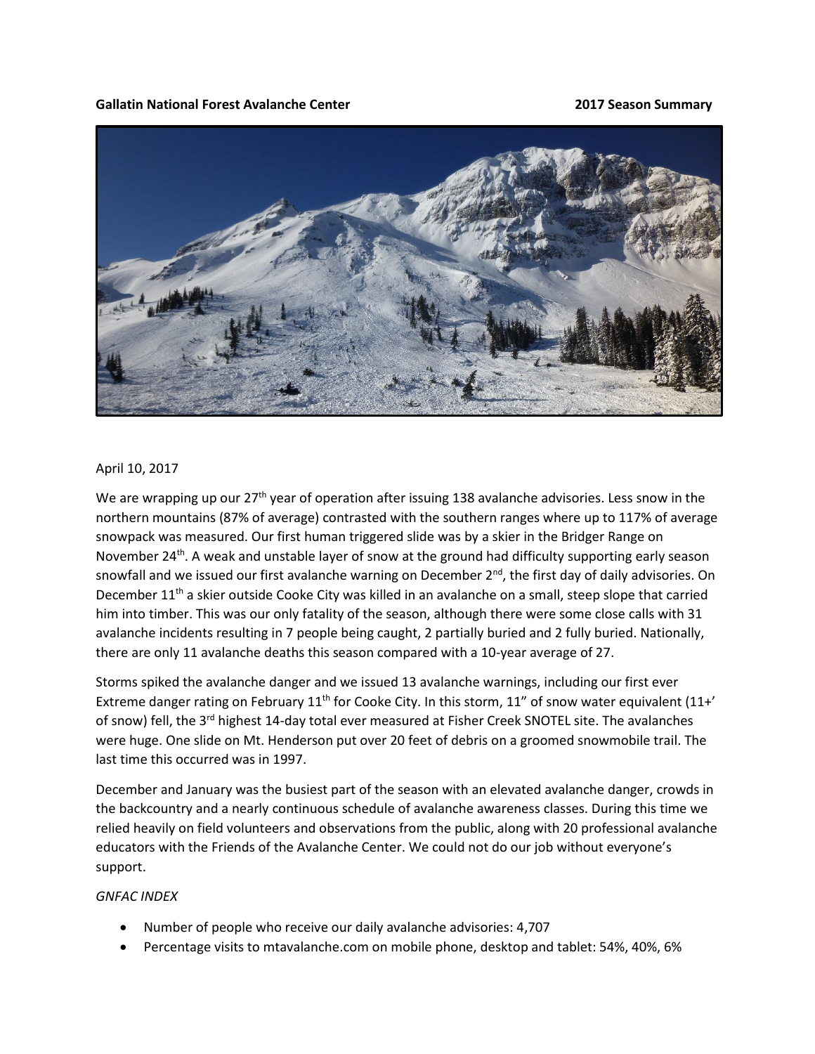**Gallatin National Forest Avalanche Center** **2017 Season Summary**

April 10, 2017

We are wrapping up our 27th year of operation after issuing 138 avalanche advisories. Less snow in the northern mountains (87% of average) contrasted with the southern ranges where up to 117% of average snowpack was measured. Our first human triggered slide was by a skier in the Bridger Range on November 24th. A weak and unstable layer of snow at the ground had difficulty supporting early season snowfall and we issued our first avalanche warning on December 2nd, the first day of daily advisories. On December 11th a skier outside Cooke City was killed in an avalanche on a small, steep slope that carried him into timber. This was our only fatality of the season, although there were some close calls with 31 avalanche incidents resulting in 7 people being caught, 2 partially buried and 2 fully buried. Nationally, there are only 11 avalanche deaths this season compared with a 10-year average of 27.

Storms spiked the avalanche danger and we issued 13 avalanche warnings, including our first ever Extreme danger rating on February 11th for Cooke City. In this storm, 11" of snow water equivalent (11+' of snow) fell, the 3rd highest 14-day total ever measured at Fisher Creek SNOTEL site. The avalanches were huge. One slide on Mt. Henderson put over 20 feet of debris on a groomed snowmobile trail. The last time this occurred was in 1997.

December and January was the busiest part of the season with an elevated avalanche danger, crowds in the backcountry and a nearly continuous schedule of avalanche awareness classes. During this time we relied heavily on field volunteers and observations from the public, along with 20 professional avalanche educators with the Friends of the Avalanche Center. We could not do our job without everyone's support.

*GNFAC INDEX*

- Number of people who receive our daily avalanche advisories: 4,707
- Percentage visits to mtavalanche.com on mobile phone, desktop and tablet: 54%, 40%, 6%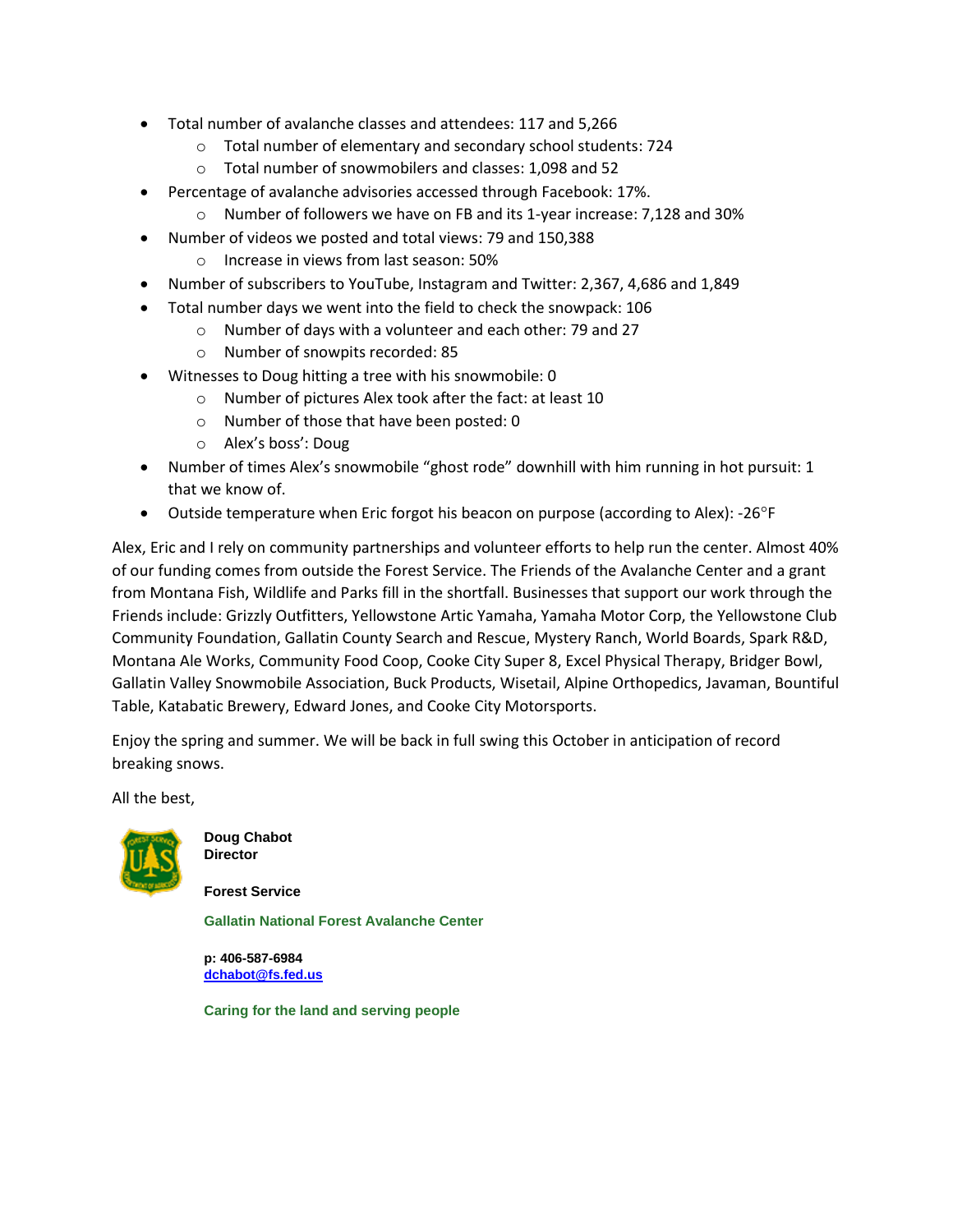- Total number of avalanche classes and attendees: 117 and 5,266
    - Total number of elementary and secondary school students: 724
    - Total number of snowmobilers and classes: 1,098 and 52
- Percentage of avalanche advisories accessed through Facebook: 17%.
    - Number of followers we have on FB and its 1-year increase: 7,128 and 30%
- Number of videos we posted and total views: 79 and 150,388
    - Increase in views from last season: 50%
- Number of subscribers to YouTube, Instagram and Twitter: 2,367, 4,686 and 1,849
- Total number days we went into the field to check the snowpack: 106
    - Number of days with a volunteer and each other: 79 and 27
    - Number of snowpits recorded: 85
- Witnesses to Doug hitting a tree with his snowmobile: 0
    - Number of pictures Alex took after the fact: at least 10
    - Number of those that have been posted: 0
    - Alex's boss': Doug
- Number of times Alex's snowmobile "ghost rode" downhill with him running in hot pursuit: 1 that we know of.
- Outside temperature when Eric forgot his beacon on purpose (according to Alex): -26°F

Alex, Eric and I rely on community partnerships and volunteer efforts to help run the center. Almost 40% of our funding comes from outside the Forest Service. The Friends of the Avalanche Center and a grant from Montana Fish, Wildlife and Parks fill in the shortfall. Businesses that support our work through the Friends include: Grizzly Outfitters, Yellowstone Artic Yamaha, Yamaha Motor Corp, the Yellowstone Club Community Foundation, Gallatin County Search and Rescue, Mystery Ranch, World Boards, Spark R&D, Montana Ale Works, Community Food Coop, Cooke City Super 8, Excel Physical Therapy, Bridger Bowl, Gallatin Valley Snowmobile Association, Buck Products, Wisetail, Alpine Orthopedics, Javaman, Bountiful Table, Katabatic Brewery, Edward Jones, and Cooke City Motorsports.

Enjoy the spring and summer. We will be back in full swing this October in anticipation of record breaking snows.

All the best,

**Doug Chabot**
**Director**

**Forest Service**

**Gallatin National Forest Avalanche Center**

**p: 406-587-6984**
**dchabot@fs.fed.us**

**Caring for the land and serving people**